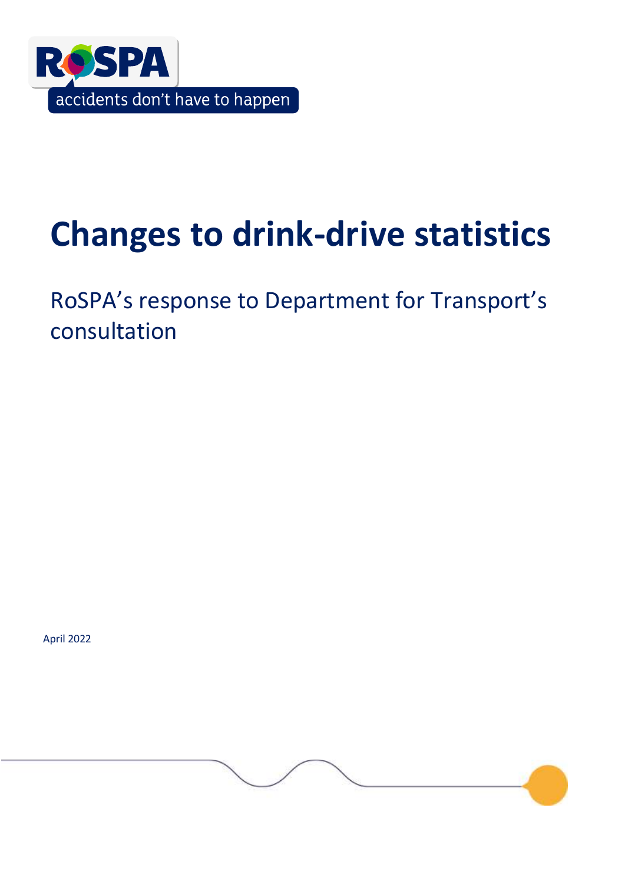RoSPA

accidents don't have to happen

# Changes to drink-drive statistics

## RoSPA's response to Department for Transport's consultation

April 2022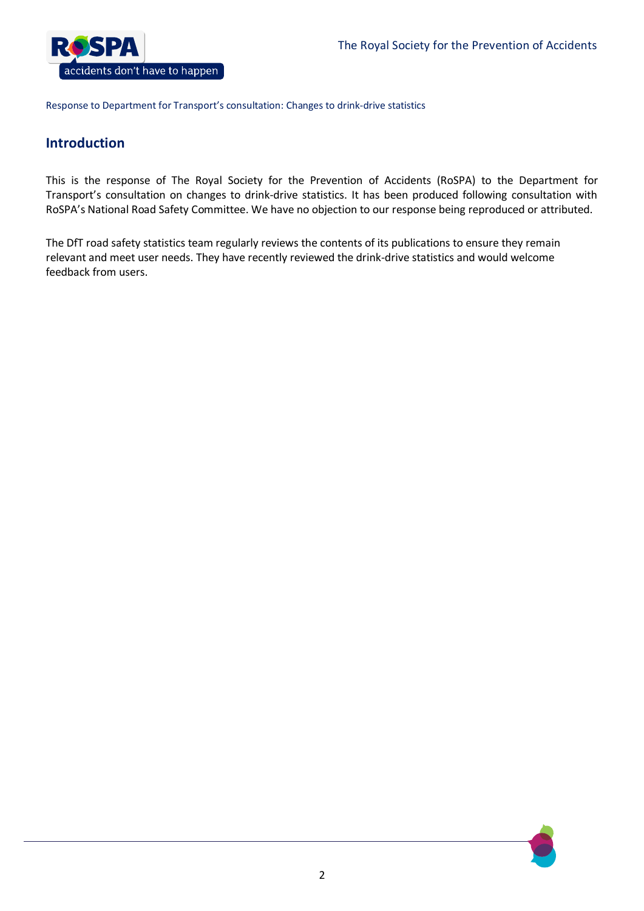Response to Department for Transport's consultation: Changes to drink-drive statistics

## Introduction

This is the response of The Royal Society for the Prevention of Accidents (RoSPA) to the Department for Transport's consultation on changes to drink-drive statistics. It has been produced following consultation with RoSPA's National Road Safety Committee. We have no objection to our response being reproduced or attributed.

The DfT road safety statistics team regularly reviews the contents of its publications to ensure they remain relevant and meet user needs. They have recently reviewed the drink-drive statistics and would welcome feedback from users.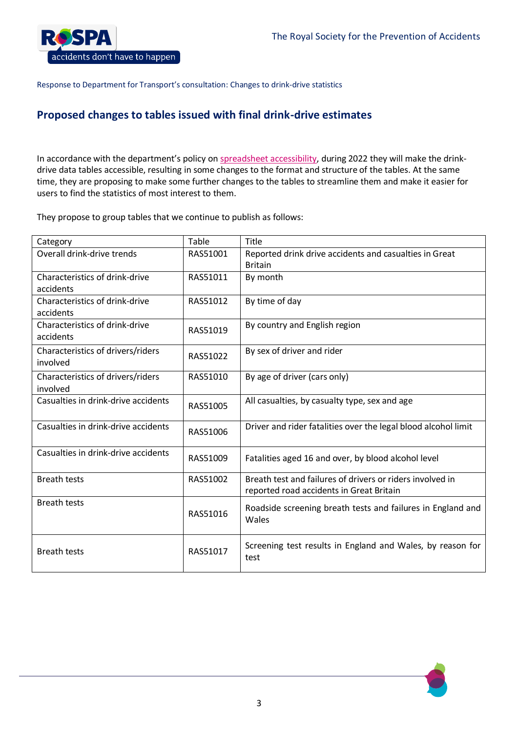Response to Department for Transport's consultation: Changes to drink-drive statistics

## Proposed changes to tables issued with final drink-drive estimates

In accordance with the department's policy on spreadsheet accessibility, during 2022 they will make the drink-drive data tables accessible, resulting in some changes to the format and structure of the tables. At the same time, they are proposing to make some further changes to the tables to streamline them and make it easier for users to find the statistics of most interest to them.

They propose to group tables that we continue to publish as follows:

| Category | Table | Title |
|---|---|---|
| Overall drink-drive trends | RAS51001 | Reported drink drive accidents and casualties in Great Britain |
| Characteristics of drink-drive accidents | RAS51011 | By month |
| Characteristics of drink-drive accidents | RAS51012 | By time of day |
| Characteristics of drink-drive accidents | RAS51019 | By country and English region |
| Characteristics of drivers/riders involved | RAS51022 | By sex of driver and rider |
| Characteristics of drivers/riders involved | RAS51010 | By age of driver (cars only) |
| Casualties in drink-drive accidents | RAS51005 | All casualties, by casualty type, sex and age |
| Casualties in drink-drive accidents | RAS51006 | Driver and rider fatalities over the legal blood alcohol limit |
| Casualties in drink-drive accidents | RAS51009 | Fatalities aged 16 and over, by blood alcohol level |
| Breath tests | RAS51002 | Breath test and failures of drivers or riders involved in reported road accidents in Great Britain |
| Breath tests | RAS51016 | Roadside screening breath tests and failures in England and Wales |
| Breath tests | RAS51017 | Screening test results in England and Wales, by reason for test |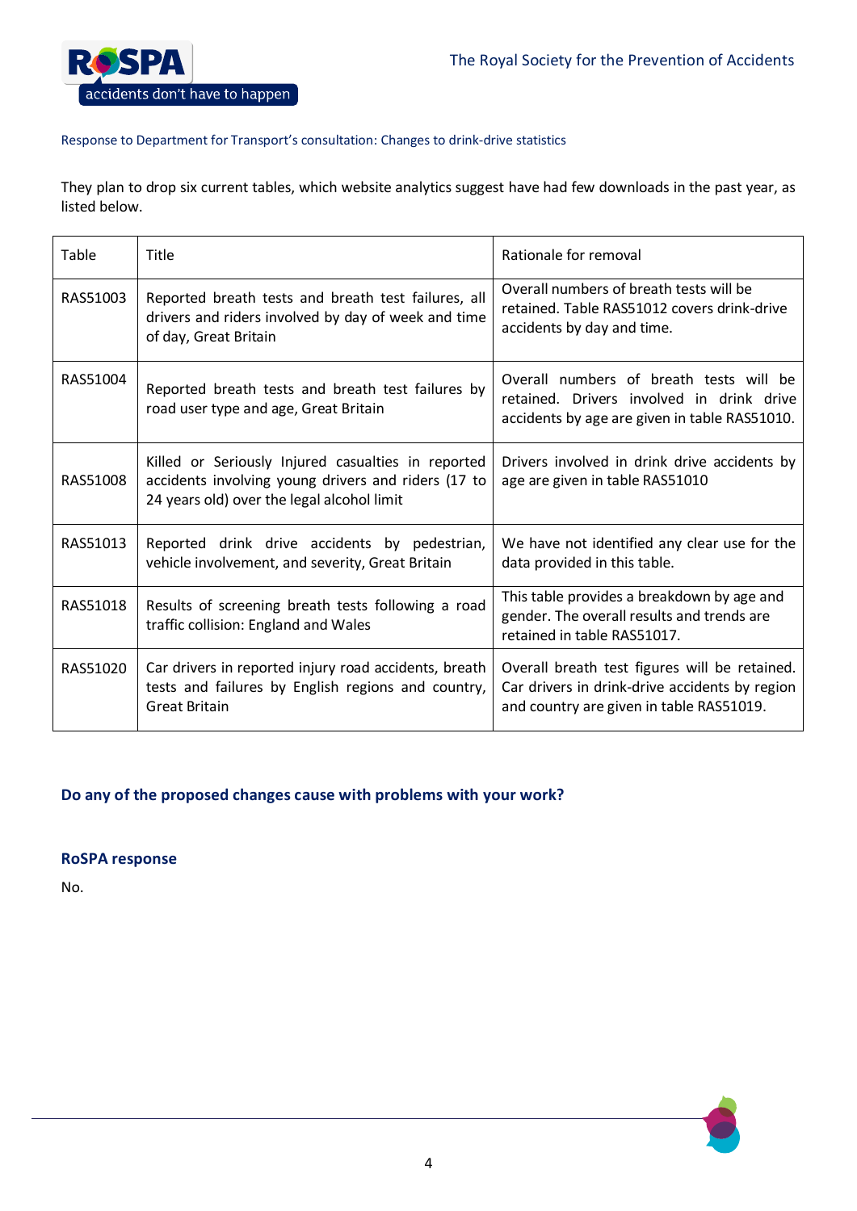Response to Department for Transport's consultation: Changes to drink-drive statistics

They plan to drop six current tables, which website analytics suggest have had few downloads in the past year, as listed below.

| Table | Title | Rationale for removal |
|---|---|---|
| RAS51003 | Reported breath tests and breath test failures, all drivers and riders involved by day of week and time of day, Great Britain | Overall numbers of breath tests will be retained. Table RAS51012 covers drink-drive accidents by day and time. |
| RAS51004 | Reported breath tests and breath test failures by road user type and age, Great Britain | Overall numbers of breath tests will be retained. Drivers involved in drink drive accidents by age are given in table RAS51010. |
| RAS51008 | Killed or Seriously Injured casualties in reported accidents involving young drivers and riders (17 to 24 years old) over the legal alcohol limit | Drivers involved in drink drive accidents by age are given in table RAS51010 |
| RAS51013 | Reported drink drive accidents by pedestrian, vehicle involvement, and severity, Great Britain | We have not identified any clear use for the data provided in this table. |
| RAS51018 | Results of screening breath tests following a road traffic collision: England and Wales | This table provides a breakdown by age and gender. The overall results and trends are retained in table RAS51017. |
| RAS51020 | Car drivers in reported injury road accidents, breath tests and failures by English regions and country, Great Britain | Overall breath test figures will be retained. Car drivers in drink-drive accidents by region and country are given in table RAS51019. |

### Do any of the proposed changes cause with problems with your work?

### RoSPA response

No.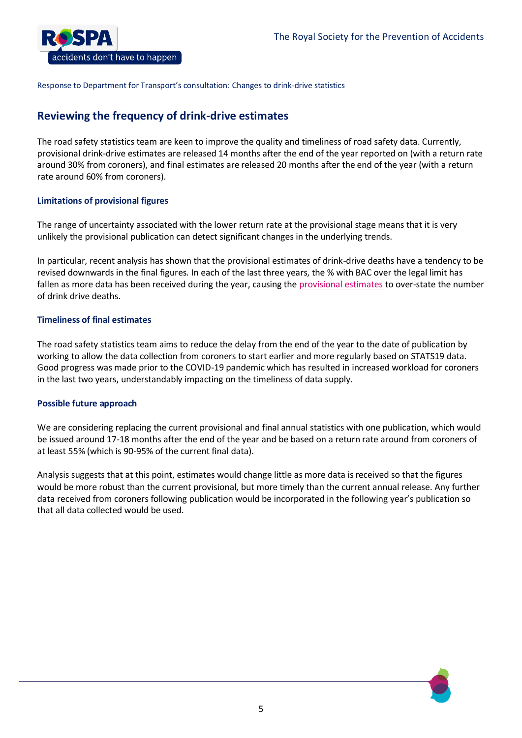## Reviewing the frequency of drink-drive estimates

The road safety statistics team are keen to improve the quality and timeliness of road safety data. Currently, provisional drink-drive estimates are released 14 months after the end of the year reported on (with a return rate around 30% from coroners), and final estimates are released 20 months after the end of the year (with a return rate around 60% from coroners).

### Limitations of provisional figures

The range of uncertainty associated with the lower return rate at the provisional stage means that it is very unlikely the provisional publication can detect significant changes in the underlying trends.

In particular, recent analysis has shown that the provisional estimates of drink-drive deaths have a tendency to be revised downwards in the final figures. In each of the last three years, the % with BAC over the legal limit has fallen as more data has been received during the year, causing the provisional estimates to over-state the number of drink drive deaths.

### Timeliness of final estimates

The road safety statistics team aims to reduce the delay from the end of the year to the date of publication by working to allow the data collection from coroners to start earlier and more regularly based on STATS19 data. Good progress was made prior to the COVID-19 pandemic which has resulted in increased workload for coroners in the last two years, understandably impacting on the timeliness of data supply.

### Possible future approach

We are considering replacing the current provisional and final annual statistics with one publication, which would be issued around 17-18 months after the end of the year and be based on a return rate around from coroners of at least 55% (which is 90-95% of the current final data).

Analysis suggests that at this point, estimates would change little as more data is received so that the figures would be more robust than the current provisional, but more timely than the current annual release. Any further data received from coroners following publication would be incorporated in the following year's publication so that all data collected would be used.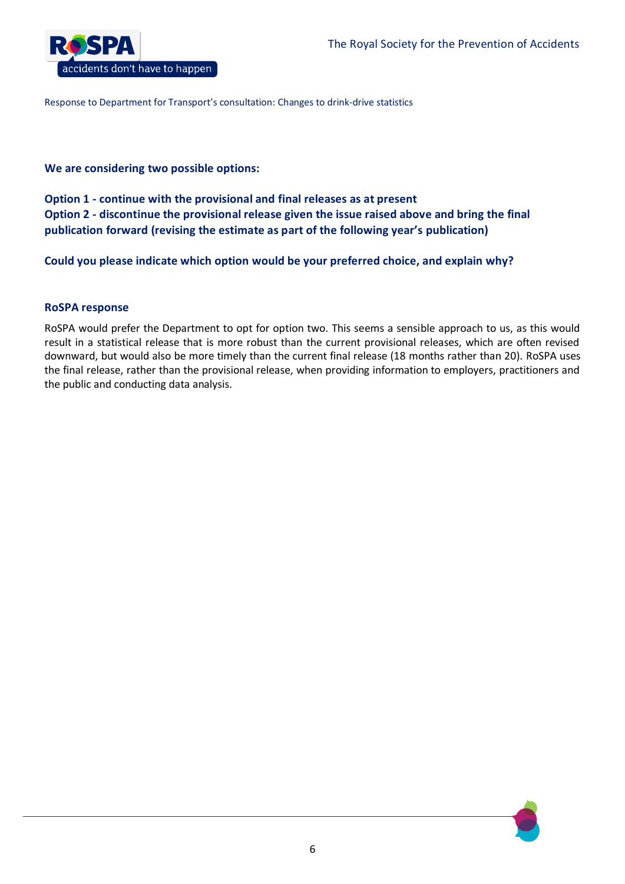**We are considering two possible options:**

**Option 1 - continue with the provisional and final releases as at present**
**Option 2 - discontinue the provisional release given the issue raised above and bring the final publication forward (revising the estimate as part of the following year's publication)**

**Could you please indicate which option would be your preferred choice, and explain why?**

**RoSPA response**

RoSPA would prefer the Department to opt for option two. This seems a sensible approach to us, as this would result in a statistical release that is more robust than the current provisional releases, which are often revised downward, but would also be more timely than the current final release (18 months rather than 20). RoSPA uses the final release, rather than the provisional release, when providing information to employers, practitioners and the public and conducting data analysis.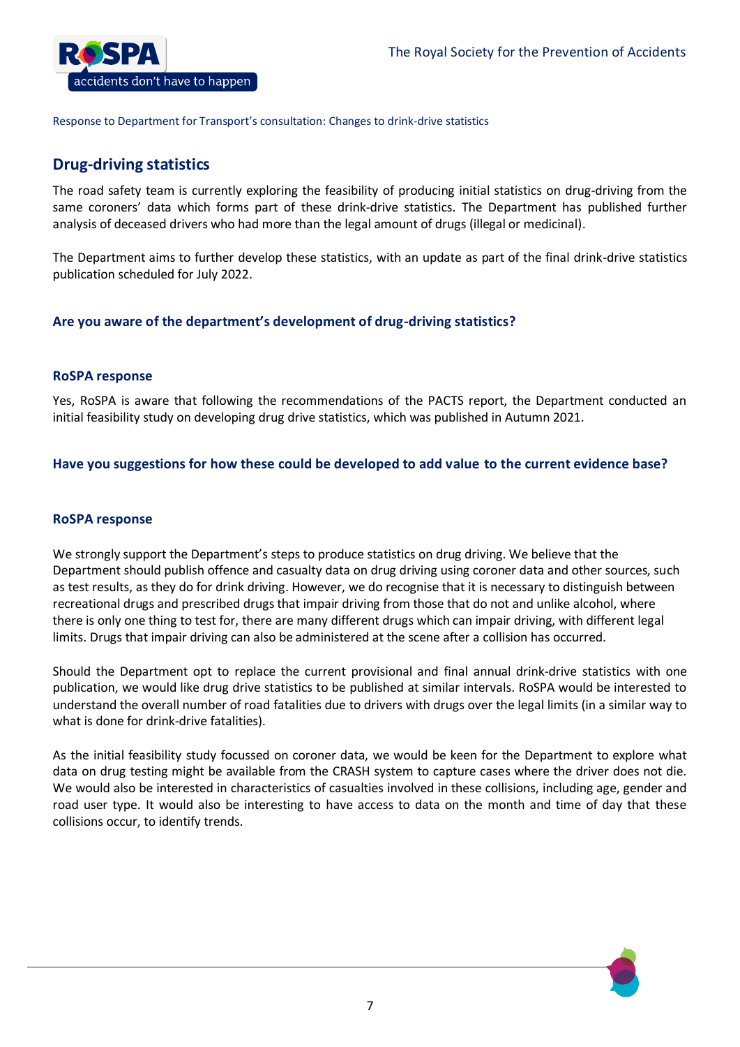## Drug-driving statistics

The road safety team is currently exploring the feasibility of producing initial statistics on drug-driving from the same coroners' data which forms part of these drink-drive statistics. The Department has published further analysis of deceased drivers who had more than the legal amount of drugs (illegal or medicinal).

The Department aims to further develop these statistics, with an update as part of the final drink-drive statistics publication scheduled for July 2022.

### Are you aware of the department's development of drug-driving statistics?

#### RoSPA response

Yes, RoSPA is aware that following the recommendations of the PACTS report, the Department conducted an initial feasibility study on developing drug drive statistics, which was published in Autumn 2021.

### Have you suggestions for how these could be developed to add value to the current evidence base?

#### RoSPA response

We strongly support the Department's steps to produce statistics on drug driving. We believe that the Department should publish offence and casualty data on drug driving using coroner data and other sources, such as test results, as they do for drink driving. However, we do recognise that it is necessary to distinguish between recreational drugs and prescribed drugs that impair driving from those that do not and unlike alcohol, where there is only one thing to test for, there are many different drugs which can impair driving, with different legal limits. Drugs that impair driving can also be administered at the scene after a collision has occurred.

Should the Department opt to replace the current provisional and final annual drink-drive statistics with one publication, we would like drug drive statistics to be published at similar intervals. RoSPA would be interested to understand the overall number of road fatalities due to drivers with drugs over the legal limits (in a similar way to what is done for drink-drive fatalities).

As the initial feasibility study focussed on coroner data, we would be keen for the Department to explore what data on drug testing might be available from the CRASH system to capture cases where the driver does not die. We would also be interested in characteristics of casualties involved in these collisions, including age, gender and road user type. It would also be interesting to have access to data on the month and time of day that these collisions occur, to identify trends.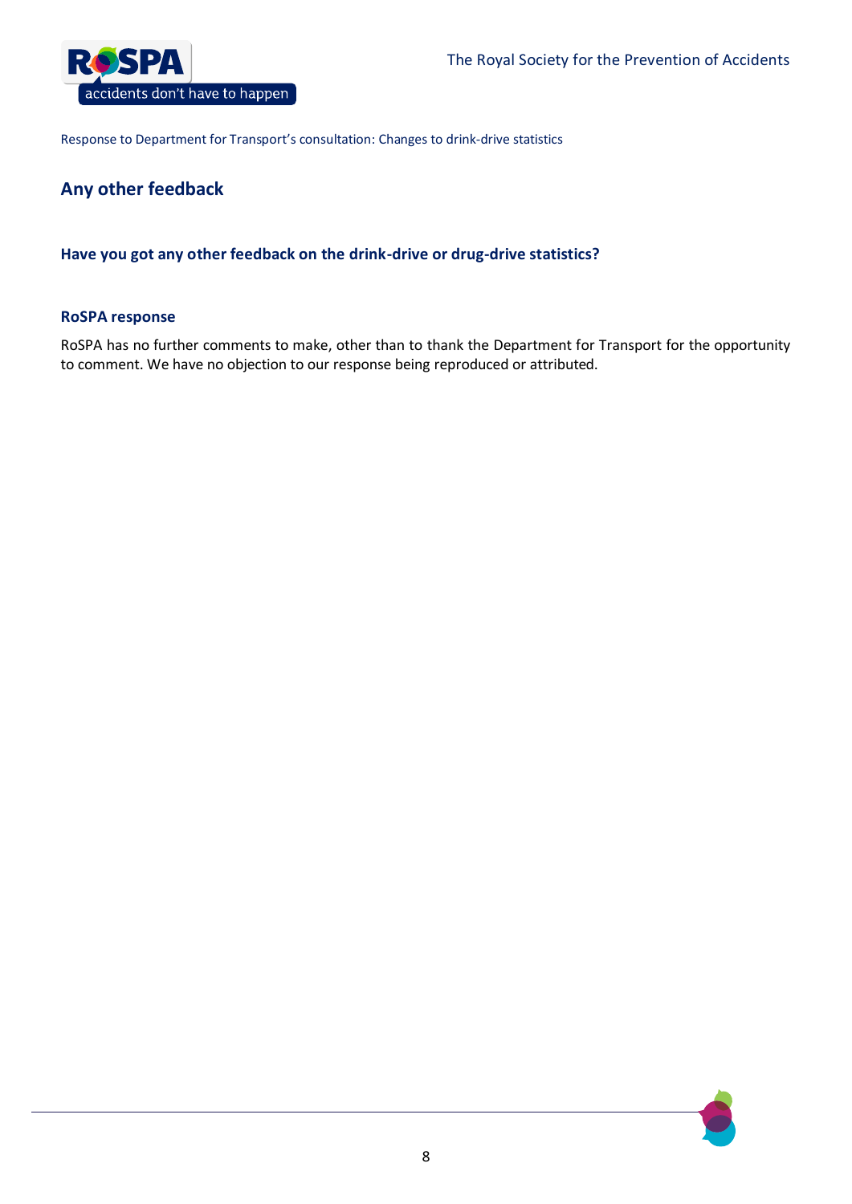## Any other feedback

### Have you got any other feedback on the drink-drive or drug-drive statistics?

#### RoSPA response

RoSPA has no further comments to make, other than to thank the Department for Transport for the opportunity to comment. We have no objection to our response being reproduced or attributed.